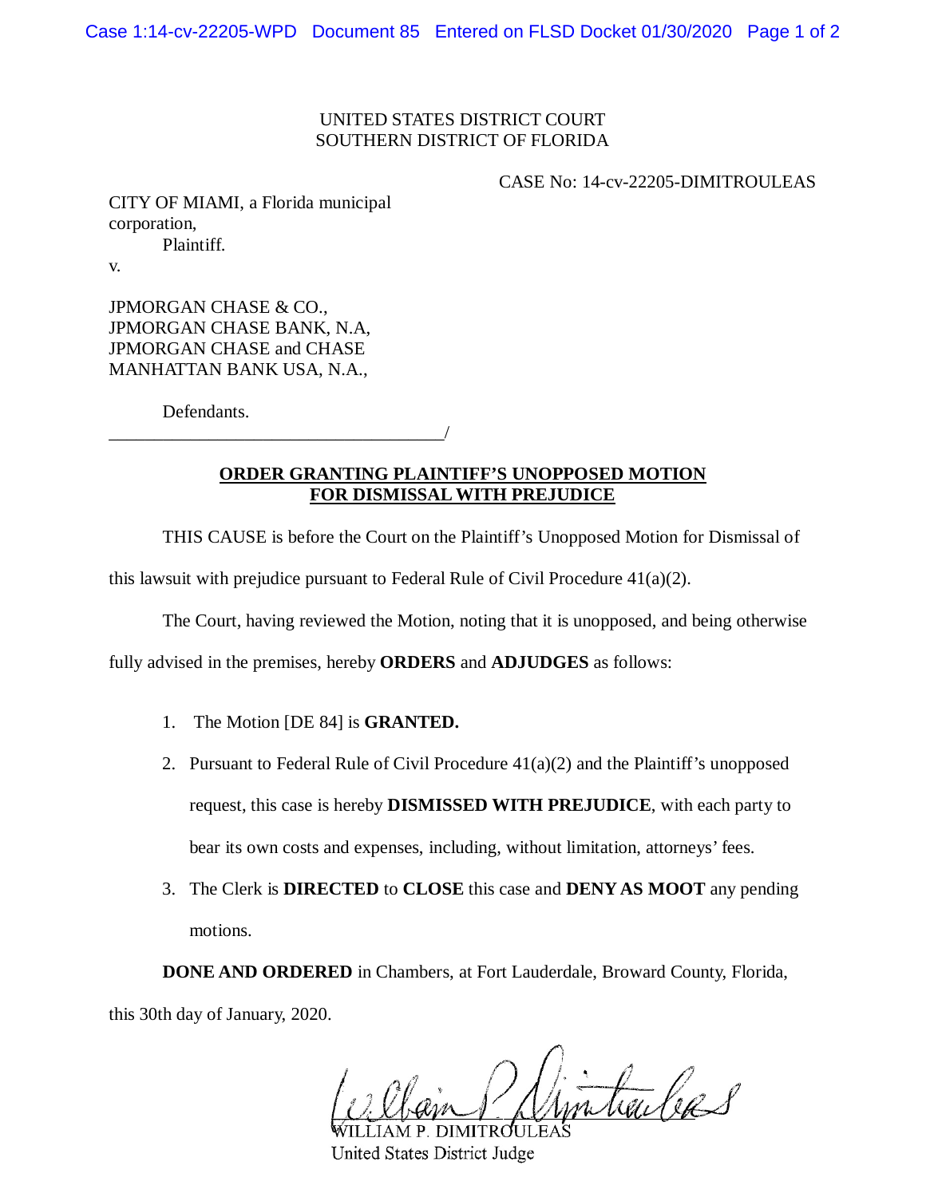UNITED STATES DISTRICT COURT
SOUTHERN DISTRICT OF FLORIDA

CASE No: 14-cv-22205-DIMITROULEAS

CITY OF MIAMI, a Florida municipal corporation,
Plaintiff.

v.

JPMORGAN CHASE & CO., JPMORGAN CHASE BANK, N.A, JPMORGAN CHASE and CHASE MANHATTAN BANK USA, N.A.,

Defendants.
_____________________________________/

**ORDER GRANTING PLAINTIFF'S UNOPPOSED MOTION FOR DISMISSAL WITH PREJUDICE**

THIS CAUSE is before the Court on the Plaintiff's Unopposed Motion for Dismissal of this lawsuit with prejudice pursuant to Federal Rule of Civil Procedure 41(a)(2).

The Court, having reviewed the Motion, noting that it is unopposed, and being otherwise fully advised in the premises, hereby **ORDERS** and **ADJUDGES** as follows:

1. The Motion [DE 84] is **GRANTED.**
2. Pursuant to Federal Rule of Civil Procedure 41(a)(2) and the Plaintiff's unopposed request, this case is hereby **DISMISSED WITH PREJUDICE**, with each party to bear its own costs and expenses, including, without limitation, attorneys' fees.
3. The Clerk is **DIRECTED** to **CLOSE** this case and **DENY AS MOOT** any pending motions.

**DONE AND ORDERED** in Chambers, at Fort Lauderdale, Broward County, Florida, this 30th day of January, 2020.

WILLIAM P. DIMITROULEAS
United States District Judge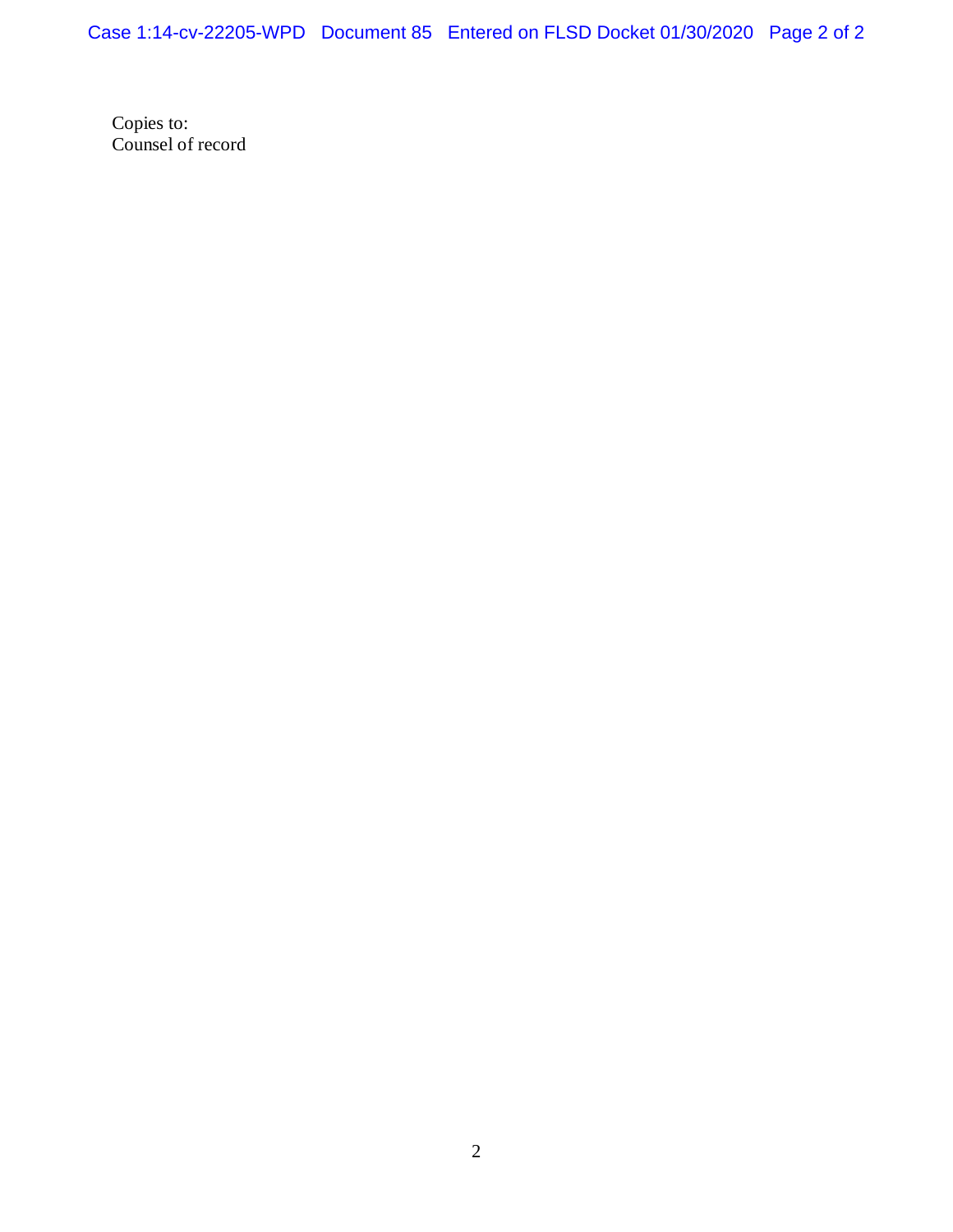Copies to:
Counsel of record